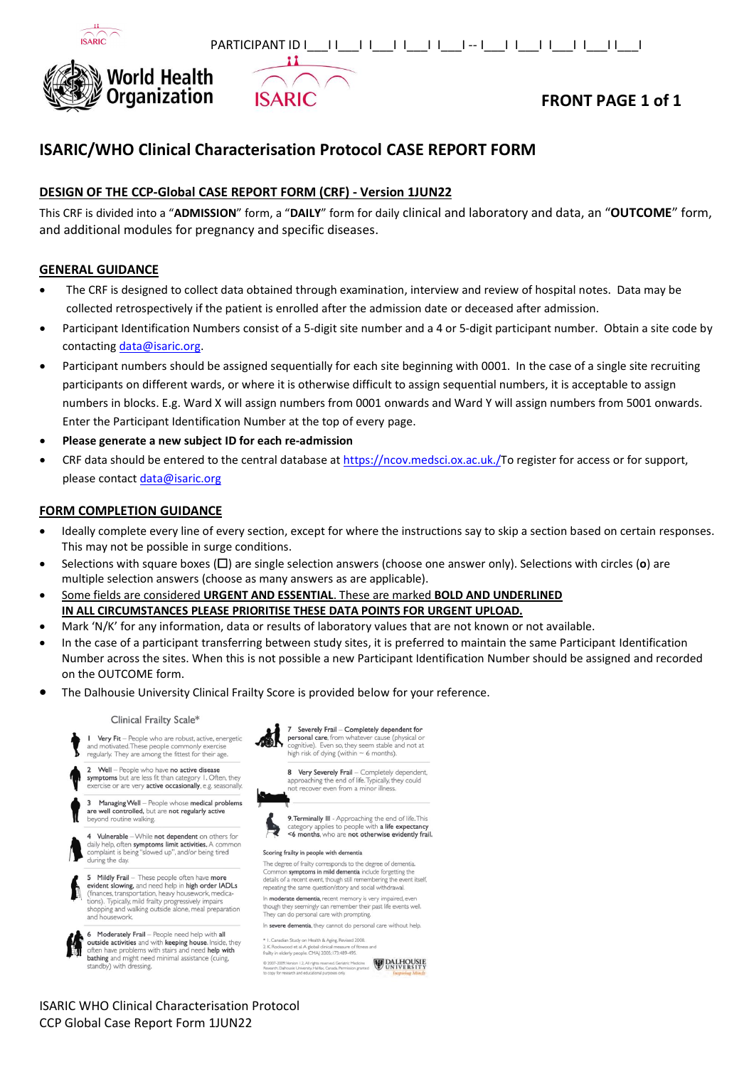PARTICIPANT ID I___I I___I I___I I___I I___I -- I___I I___I I___I I___I I___I

**FRONT PAGE 1 of 1**

# ISARIC/WHO Clinical Characterisation Protocol CASE REPORT FORM

## DESIGN OF THE CCP-Global CASE REPORT FORM (CRF) - Version 1JUN22

This CRF is divided into a "**ADMISSION**" form, a "**DAILY**" form for daily clinical and laboratory and data, an "**OUTCOME**" form, and additional modules for pregnancy and specific diseases.

## GENERAL GUIDANCE

- The CRF is designed to collect data obtained through examination, interview and review of hospital notes. Data may be collected retrospectively if the patient is enrolled after the admission date or deceased after admission.
- Participant Identification Numbers consist of a 5-digit site number and a 4 or 5-digit participant number. Obtain a site code by contacting data@isaric.org.
- Participant numbers should be assigned sequentially for each site beginning with 0001. In the case of a single site recruiting participants on different wards, or where it is otherwise difficult to assign sequential numbers, it is acceptable to assign numbers in blocks. E.g. Ward X will assign numbers from 0001 onwards and Ward Y will assign numbers from 5001 onwards. Enter the Participant Identification Number at the top of every page.
- **Please generate a new subject ID for each re-admission**
- CRF data should be entered to the central database at https://ncov.medsci.ox.ac.uk./To register for access or for support, please contact data@isaric.org

## FORM COMPLETION GUIDANCE

- Ideally complete every line of every section, except for where the instructions say to skip a section based on certain responses. This may not be possible in surge conditions.
- Selections with square boxes (☐) are single selection answers (choose one answer only). Selections with circles (**o**) are multiple selection answers (choose as many answers as are applicable).
- Some fields are considered **URGENT AND ESSENTIAL**. These are marked **BOLD AND UNDERLINED**
  **IN ALL CIRCUMSTANCES PLEASE PRIORITISE THESE DATA POINTS FOR URGENT UPLOAD.**
- Mark 'N/K' for any information, data or results of laboratory values that are not known or not available.
- In the case of a participant transferring between study sites, it is preferred to maintain the same Participant Identification Number across the sites. When this is not possible a new Participant Identification Number should be assigned and recorded on the OUTCOME form.
- The Dalhousie University Clinical Frailty Score is provided below for your reference.

### Clinical Frailty Scale*

1 **Very Fit** – People who are robust, active, energetic and motivated. These people commonly exercise regularly. They are among the fittest for their age.

2 **Well** – People who have **no active disease symptoms** but are less fit than category 1. Often, they exercise or are very **active occasionally**, e.g. seasonally.

3 **Managing Well** – People whose **medical problems** are **well controlled**, but are **not regularly active** beyond routine walking.

4 **Vulnerable** – While **not dependent** on others for daily help, often **symptoms limit activities**. A common complaint is being "slowed up", and/or being tired during the day.

5 **Mildly Frail** – These people often have **more evident slowing**, and need help in **high order IADLs** (finances, transportation, heavy housework, medications). Typically, mild frailty progressively impairs shopping and walking outside alone, meal preparation and housework.

6 **Moderately Frail** – People need help with **all outside activities** and with **keeping house**. Inside, they often have problems with stairs and need **help with bathing** and might need minimal assistance (cuing, standby) with dressing.

7 **Severely Frail** – **Completely dependent for personal care**, from whatever cause (physical or cognitive). Even so, they seem stable and not at high risk of dying (within ~ 6 months).

8 **Very Severely Frail** – Completely dependent, approaching the end of life. Typically, they could not recover even from a minor illness.

9. **Terminally Ill** - Approaching the end of life. This category applies to people with a **life expectancy <6 months**, who are **not otherwise evidently frail**.

**Scoring frailty in people with dementia**

The degree of frailty corresponds to the degree of dementia. Common **symptoms in mild dementia** include forgetting the details of a recent event, though still remembering the event itself, repeating the same question/story and social withdrawal.

In **moderate dementia**, recent memory is very impaired, even though they seemingly can remember their past life events well. They can do personal care with prompting.

In **severe dementia**, they cannot do personal care without help.

* 1. Canadian Study on Health & Aging, Revised 2008.
2. K. Rockwood et al. A global clinical measure of fitness and frailty in elderly people. CMAJ 2005;173:489-495.

© 2007-2009 Version 1.2. All rights reserved. Geriatric Medicine Research, Dalhousie University, Halifax, Canada. Permission granted to copy for research and educational purposes only.

DALHOUSIE UNIVERSITY *Inspiring Minds*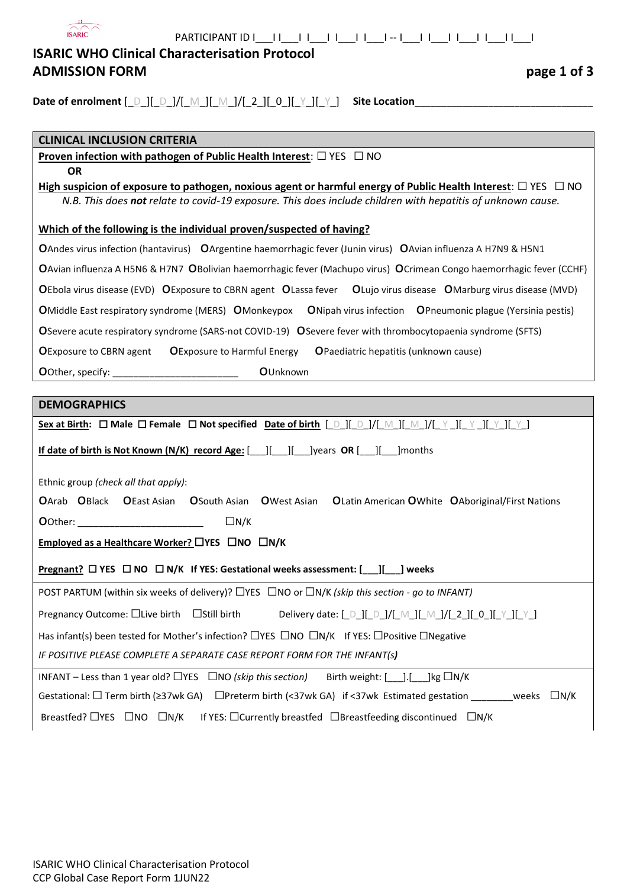PARTICIPANT ID I___I I___I I___I I___I I___I -- I___I I___I I___I I___I I___I

# ISARIC WHO Clinical Characterisation Protocol
# ADMISSION FORM

**page 1 of 3**

**Date of enrolment** [_D_][_D_]/[_M_][_M_]/[_2_][_0_][_Y_][_Y_] **Site Location**_______________________________

## CLINICAL INCLUSION CRITERIA

**Proven infection with pathogen of Public Health Interest**: ☐ YES ☐ NO

**OR**

**High suspicion of exposure to pathogen, noxious agent or harmful energy of Public Health Interest**: ☐ YES ☐ NO

*N.B. This does **not** relate to covid-19 exposure. This does include children with hepatitis of unknown cause.*

**Which of the following is the individual proven/suspected of having?**

**O**Andes virus infection (hantavirus) **O**Argentine haemorrhagic fever (Junin virus) **O**Avian influenza A H7N9 & H5N1

**O**Avian influenza A H5N6 & H7N7 **O**Bolivian haemorrhagic fever (Machupo virus) **O**Crimean Congo haemorrhagic fever (CCHF)

**O**Ebola virus disease (EVD) **O**Exposure to CBRN agent **O**Lassa fever **O**Lujo virus disease **O**Marburg virus disease (MVD)

**O**Middle East respiratory syndrome (MERS) **O**Monkeypox **O**Nipah virus infection **O**Pneumonic plague (Yersinia pestis)

**O**Severe acute respiratory syndrome (SARS-not COVID-19) **O**Severe fever with thrombocytopaenia syndrome (SFTS)

**O**Exposure to CBRN agent **O**Exposure to Harmful Energy **O**Paediatric hepatitis (unknown cause)

**O**Other, specify: _______________________ **O**Unknown

## DEMOGRAPHICS

**Sex at Birth**: ☐ **Male** ☐ **Female** ☐ **Not specified** **Date of birth** [_D_][_D_]/[_M_][_M_]/[_Y_][_Y_][_Y_][_Y_]

**If date of birth is Not Known (N/K) record Age:** [___][___][___]years **OR** [___][___]months

Ethnic group *(check all that apply)*:

**O**Arab **O**Black **O**East Asian **O**South Asian **O**West Asian **O**Latin American **O**White **O**Aboriginal/First Nations

**O**Other: _______________________ ☐N/K

**Employed as a Healthcare Worker?** ☐**YES** ☐**NO** ☐**N/K**

**Pregnant?** ☐ **YES** ☐ **NO** ☐ **N/K** **If YES: Gestational weeks assessment: [___][___] weeks**

POST PARTUM (within six weeks of delivery)? ☐YES ☐NO or ☐N/K *(skip this section - go to INFANT)*

Pregnancy Outcome: ☐Live birth ☐Still birth Delivery date: [_D_][_D_]/[_M_][_M_]/[_2_][_0_][_Y_][_Y_]

Has infant(s) been tested for Mother's infection? ☐YES ☐NO ☐N/K If YES: ☐Positive ☐Negative

*IF POSITIVE PLEASE COMPLETE A SEPARATE CASE REPORT FORM FOR THE INFANT(s)*

INFANT – Less than 1 year old? ☐YES ☐NO *(skip this section)* Birth weight: [___].[___]kg ☐N/K

Gestational: ☐ Term birth (≥37wk GA) ☐Preterm birth (<37wk GA) if <37wk Estimated gestation ________weeks ☐N/K

Breastfed? ☐YES ☐NO ☐N/K If YES: ☐Currently breastfed ☐Breastfeeding discontinued ☐N/K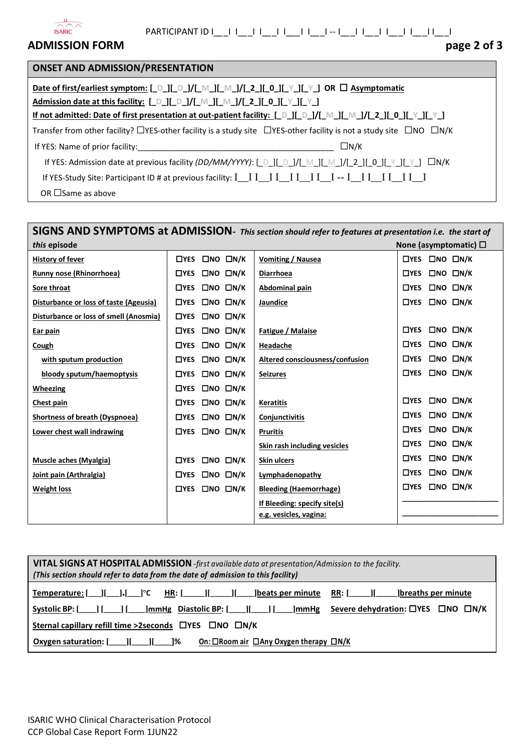PARTICIPANT ID I__I I__I I__I I__I I__I -- I__I I__I I__I I__I I__I

## ADMISSION FORM

page 2 of 3

### ONSET AND ADMISSION/PRESENTATION

**Date of first/earliest symptom: [_D_][_D_]/[_M_][_M_]/[_2_][_0_][_Y_][_Y_]** OR ☐ **Asymptomatic**

**Admission date at this facility: [_D_][_D_]/[_M_][_M_]/[_2_][_0_][_Y_][_Y_]**

**If not admitted: Date of first presentation at out-patient facility: [_D_][_D_]/[_M_][_M_]/[_2_][_0_][_Y_][_Y_]**

Transfer from other facility? ☐YES-other facility is a study site ☐YES-other facility is not a study site ☐NO ☐N/K

If YES: Name of prior facility:_____________________________________________ ☐N/K

If YES: Admission date at previous facility *(DD/MM/YYYY)*: [_D_][_D_]/[_M_][_M_]/[_2_][_0_][_Y_][_Y_] ☐N/K

If YES-Study Site: Participant ID # at previous facility: I__I I__I I__I I__I I__I -- I__I I__I I__I I__I I__I

OR ☐Same as above

### SIGNS AND SYMPTOMS at ADMISSION- *This section should refer to features at presentation i.e. the start of this episode*

None (asymptomatic) ☐

| | | | |
|---|---|---|---|
| **History of fever** | ☐YES ☐NO ☐N/K | **Vomiting / Nausea** | ☐YES ☐NO ☐N/K |
| **Runny nose (Rhinorrhoea)** | ☐YES ☐NO ☐N/K | **Diarrhoea** | ☐YES ☐NO ☐N/K |
| **Sore throat** | ☐YES ☐NO ☐N/K | **Abdominal pain** | ☐YES ☐NO ☐N/K |
| **Disturbance or loss of taste (Ageusia)** | ☐YES ☐NO ☐N/K | **Jaundice** | ☐YES ☐NO ☐N/K |
| **Disturbance or loss of smell (Anosmia)** | ☐YES ☐NO ☐N/K | | |
| **Ear pain** | ☐YES ☐NO ☐N/K | **Fatigue / Malaise** | ☐YES ☐NO ☐N/K |
| **Cough** | ☐YES ☐NO ☐N/K | **Headache** | ☐YES ☐NO ☐N/K |
| **with sputum production** | ☐YES ☐NO ☐N/K | **Altered consciousness/confusion** | ☐YES ☐NO ☐N/K |
| **bloody sputum/haemoptysis** | ☐YES ☐NO ☐N/K | **Seizures** | ☐YES ☐NO ☐N/K |
| **Wheezing** | ☐YES ☐NO ☐N/K | | |
| **Chest pain** | ☐YES ☐NO ☐N/K | **Keratitis** | ☐YES ☐NO ☐N/K |
| **Shortness of breath (Dyspnoea)** | ☐YES ☐NO ☐N/K | **Conjunctivitis** | ☐YES ☐NO ☐N/K |
| **Lower chest wall indrawing** | ☐YES ☐NO ☐N/K | **Pruritis** | ☐YES ☐NO ☐N/K |
| | | **Skin rash including vesicles** | ☐YES ☐NO ☐N/K |
| **Muscle aches (Myalgia)** | ☐YES ☐NO ☐N/K | **Skin ulcers** | ☐YES ☐NO ☐N/K |
| **Joint pain (Arthralgia)** | ☐YES ☐NO ☐N/K | **Lymphadenopathy** | ☐YES ☐NO ☐N/K |
| **Weight loss** | ☐YES ☐NO ☐N/K | **Bleeding (Haemorrhage)** | ☐YES ☐NO ☐N/K |
| | | **If Bleeding: specify site(s) e.g. vesicles, vagina:** | ______________________ ______________________ |

### VITAL SIGNS AT HOSPITAL ADMISSION -*first available data at presentation/Admission to the facility. (This section should refer to data from the date of admission to this facility)*

**Temperature: [___][___].[___]°C** **HR: [_____][_____][____]beats per minute** **RR: [_____][_____]breaths per minute**

**Systolic BP: [____] [____] [____]mmHg** **Diastolic BP: [____][____] [____]mmHg** **Severe dehydration:** ☐YES ☐NO ☐N/K

**Sternal capillary refill time >2seconds** ☐YES ☐NO ☐N/K

**Oxygen saturation: [____][____][____]%** **On:** ☐**Room air** ☐**Any Oxygen therapy** ☐**N/K**

ISARIC WHO Clinical Characterisation Protocol
CCP Global Case Report Form 1JUN22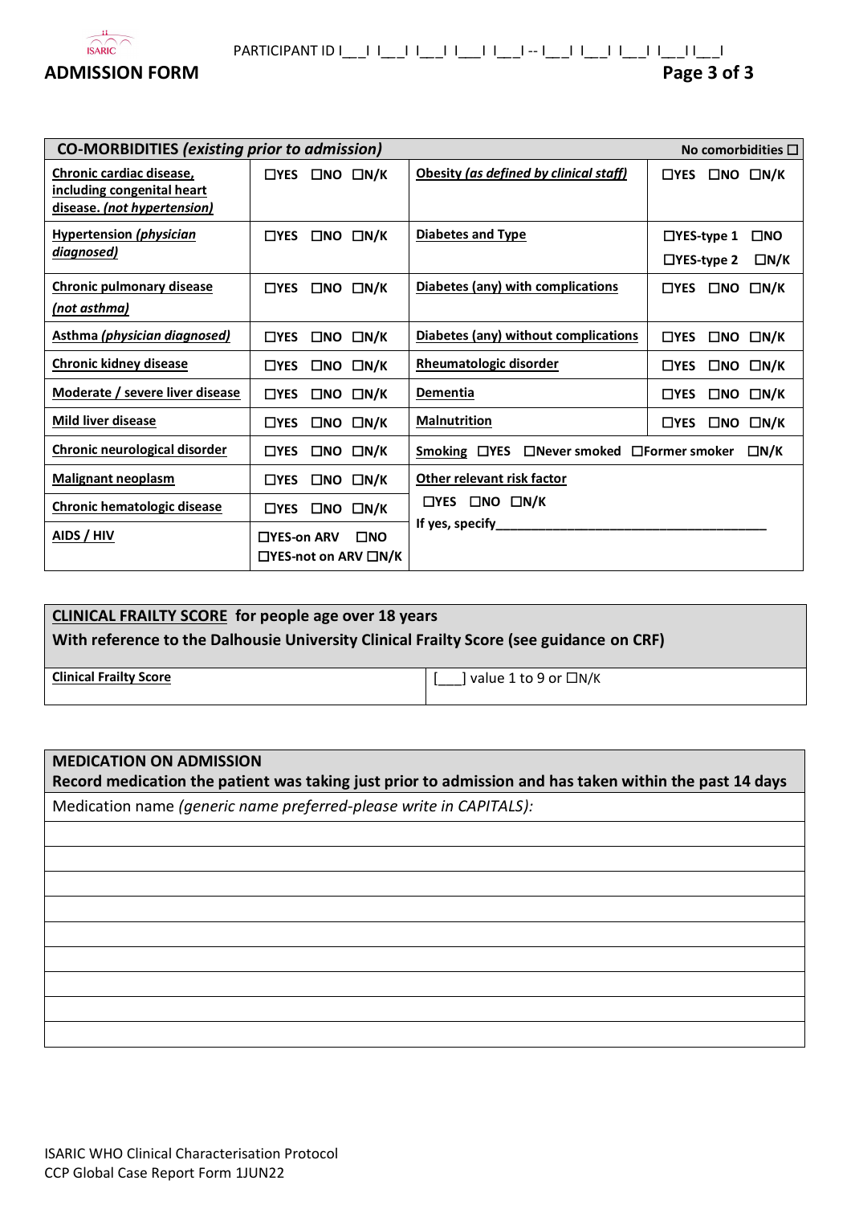ADMISSION FORM

PARTICIPANT ID I___I I___I I___I I___I I___I -- I___I I___I I___I I___I I___I

| CO-MORBIDITIES *(existing prior to admission)* | | | No comorbidities ☐ |
|---|---|---|---|
| Chronic cardiac disease, including congenital heart disease. *(not hypertension)* | ☐YES ☐NO ☐N/K | Obesity *(as defined by clinical staff)* | ☐YES ☐NO ☐N/K |
| Hypertension *(physician diagnosed)* | ☐YES ☐NO ☐N/K | Diabetes and Type | ☐YES-type 1 ☐NO ☐YES-type 2 ☐N/K |
| Chronic pulmonary disease *(not asthma)* | ☐YES ☐NO ☐N/K | Diabetes (any) with complications | ☐YES ☐NO ☐N/K |
| Asthma *(physician diagnosed)* | ☐YES ☐NO ☐N/K | Diabetes (any) without complications | ☐YES ☐NO ☐N/K |
| Chronic kidney disease | ☐YES ☐NO ☐N/K | Rheumatologic disorder | ☐YES ☐NO ☐N/K |
| Moderate / severe liver disease | ☐YES ☐NO ☐N/K | Dementia | ☐YES ☐NO ☐N/K |
| Mild liver disease | ☐YES ☐NO ☐N/K | Malnutrition | ☐YES ☐NO ☐N/K |
| Chronic neurological disorder | ☐YES ☐NO ☐N/K | Smoking ☐YES ☐Never smoked ☐Former smoker ☐N/K | |
| Malignant neoplasm | ☐YES ☐NO ☐N/K | Other relevant risk factor ☐YES ☐NO ☐N/K If yes, specify_______________________ | |
| Chronic hematologic disease | ☐YES ☐NO ☐N/K | | |
| AIDS / HIV | ☐YES-on ARV ☐NO ☐YES-not on ARV ☐N/K | | |

| CLINICAL FRAILTY SCORE for people age over 18 years With reference to the Dalhousie University Clinical Frailty Score (see guidance on CRF) | |
|---|---|
| Clinical Frailty Score | [___] value 1 to 9 or ☐N/K |

| MEDICATION ON ADMISSION Record medication the patient was taking just prior to admission and has taken within the past 14 days |
|---|
| Medication name *(generic name preferred-please write in CAPITALS):* |
| |
| |
| |
| |
| |
| |
| |
| |
| |

ISARIC WHO Clinical Characterisation Protocol
CCP Global Case Report Form 1JUN22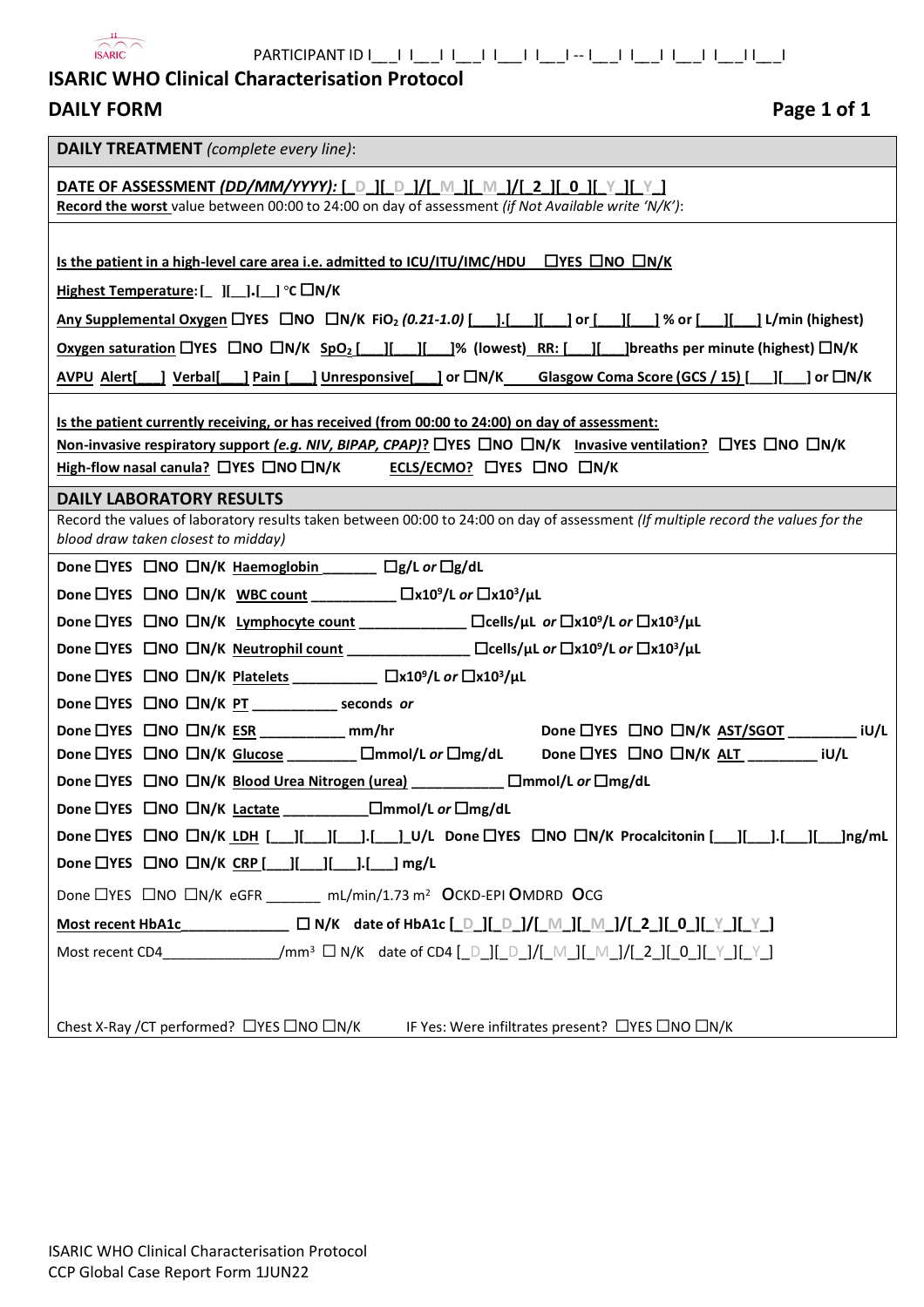PARTICIPANT ID I___I I___I I___I I___I I___I -- I___I I___I I___I I___I I___I

# ISARIC WHO Clinical Characterisation Protocol

## DAILY FORM

**DAILY TREATMENT** *(complete every line)*:

**DATE OF ASSESSMENT *(DD/MM/YYYY)*: [_D_][_D_]/[_M_][_M_]/[_2_][_0_][_Y_][_Y_]**
**Record the worst** value between 00:00 to 24:00 on day of assessment *(if Not Available write 'N/K')*:

**Is the patient in a high-level care area i.e. admitted to ICU/ITU/IMC/HDU** ☐YES ☐NO ☐N/K

**Highest Temperature**: [_ ][__].[__] °C ☐N/K

**Any Supplemental Oxygen** ☐YES ☐NO ☐N/K $FiO_2$ *(0.21-1.0)* [___].[___][___] or [___][___] % or [___][___] L/min (highest)

**Oxygen saturation** ☐YES ☐NO ☐N/K $SpO_2$ [___][___][___]% (lowest) **RR:** [___][___]breaths per minute (highest) ☐N/K

**AVPU** Alert[___] Verbal[___] Pain [___] Unresponsive[___] or ☐N/K **Glasgow Coma Score (GCS / 15)** [___][___] or ☐N/K

**Is the patient currently receiving, or has received (from 00:00 to 24:00) on day of assessment:**
**Non-invasive respiratory support *(e.g. NIV, BIPAP, CPAP)*?** ☐YES ☐NO ☐N/K **Invasive ventilation?** ☐YES ☐NO ☐N/K
**High-flow nasal canula?** ☐YES ☐NO ☐N/K **ECLS/ECMO?** ☐YES ☐NO ☐N/K

**DAILY LABORATORY RESULTS**

Record the values of laboratory results taken between 00:00 to 24:00 on day of assessment *(If multiple record the values for the blood draw taken closest to midday)*

Done ☐YES ☐NO ☐N/K **Haemoglobin** _______ ☐g/L *or* ☐g/dL

Done ☐YES ☐NO ☐N/K **WBC count** ___________ ☐x$10^9$/L *or* ☐x$10^3$/µL

Done ☐YES ☐NO ☐N/K **Lymphocyte count** _____________ ☐cells/µL *or* ☐x$10^9$/L *or* ☐x$10^3$/µL

Done ☐YES ☐NO ☐N/K **Neutrophil count** _______________ ☐cells/µL *or* ☐x$10^9$/L *or* ☐x$10^3$/µL

Done ☐YES ☐NO ☐N/K **Platelets** ___________ ☐x$10^9$/L *or* ☐x$10^3$/µL

Done ☐YES ☐NO ☐N/K **PT** ___________ seconds *or*

Done ☐YES ☐NO ☐N/K **ESR** ___________ mm/hr

Done ☐YES ☐NO ☐N/K **AST/SGOT** _________ iU/L

Done ☐YES ☐NO ☐N/K **Glucose** _________ ☐mmol/L *or* ☐mg/dL

Done ☐YES ☐NO ☐N/K **ALT** _________ iU/L

Done ☐YES ☐NO ☐N/K **Blood Urea Nitrogen (urea)** ___________ ☐mmol/L *or* ☐mg/dL

Done ☐YES ☐NO ☐N/K **Lactate** ___________☐mmol/L *or* ☐mg/dL

Done ☐YES ☐NO ☐N/K **LDH** [___][___][___].[___]_U/L

Done ☐YES ☐NO ☐N/K **Procalcitonin** [___][___].[___][___]ng/mL

Done ☐YES ☐NO ☐N/K **CRP** [___][___][___].[___] mg/L

Done ☐YES ☐NO ☐N/K eGFR _______ mL/min/1.73 m² **O**CKD-EPI **O**MDRD **O**CG

**Most recent HbA1c**______________ ☐ N/K **date of HbA1c [_D_][_D_]/[_M_][_M_]/[_2_][_0_][_Y_][_Y_]**

Most recent CD4_______________/mm³ ☐ N/K date of CD4 [_D_][_D_]/[_M_][_M_]/[_2_][_0_][_Y_][_Y_]

Chest X-Ray /CT performed? ☐YES ☐NO ☐N/K IF Yes: Were infiltrates present? ☐YES ☐NO ☐N/K

ISARIC WHO Clinical Characterisation Protocol
CCP Global Case Report Form 1JUN22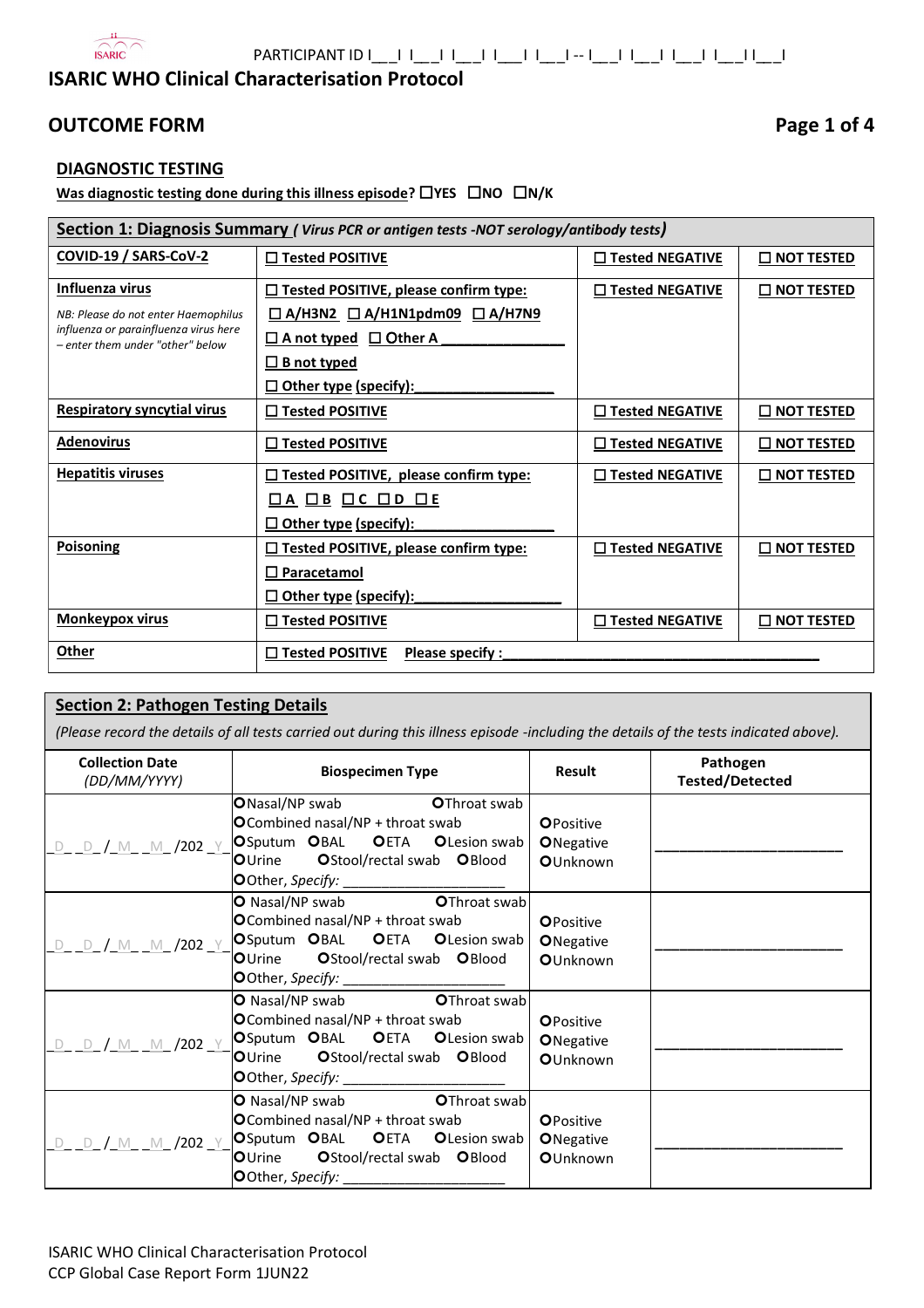PARTICIPANT ID I___I I___I I___I I___I I___I -- I___I I___I I___I I___I I___I

# ISARIC WHO Clinical Characterisation Protocol

## OUTCOME FORM

### DIAGNOSTIC TESTING

**Was diagnostic testing done during this illness episode?** ☐YES ☐NO ☐N/K

| **Section 1: Diagnosis Summary** *( Virus PCR or antigen tests -NOT serology/antibody tests)* | | | |
|---|---|---|---|
| **COVID-19 / SARS-CoV-2** | ☐ **Tested POSITIVE** | ☐ **Tested NEGATIVE** | ☐ **NOT TESTED** |
| **Influenza virus**<br>*NB: Please do not enter Haemophilus influenza or parainfluenza virus here – enter them under "other" below* | ☐ **Tested POSITIVE, please confirm type:**<br>☐ **A/H3N2** ☐ **A/H1N1pdm09** ☐ **A/H7N9**<br>☐ **A not typed** ☐ **Other A** ______________<br>☐ **B not typed**<br>☐ **Other type (specify):**________________ | ☐ **Tested NEGATIVE** | ☐ **NOT TESTED** |
| **Respiratory syncytial virus** | ☐ **Tested POSITIVE** | ☐ **Tested NEGATIVE** | ☐ **NOT TESTED** |
| **Adenovirus** | ☐ **Tested POSITIVE** | ☐ **Tested NEGATIVE** | ☐ **NOT TESTED** |
| **Hepatitis viruses** | ☐ **Tested POSITIVE, please confirm type:**<br>☐ **A** ☐ **B** ☐ **C** ☐ **D** ☐ **E**<br>☐ **Other type (specify):**________________ | ☐ **Tested NEGATIVE** | ☐ **NOT TESTED** |
| **Poisoning** | ☐ **Tested POSITIVE, please confirm type:**<br>☐ **Paracetamol**<br>☐ **Other type (specify):**__________________ | ☐ **Tested NEGATIVE** | ☐ **NOT TESTED** |
| **Monkeypox virus** | ☐ **Tested POSITIVE** | ☐ **Tested NEGATIVE** | ☐ **NOT TESTED** |
| **Other** | ☐ **Tested POSITIVE** **Please specify :**_______________________________________ | | |

**Section 2: Pathogen Testing Details**

*(Please record the details of all tests carried out during this illness episode -including the details of the tests indicated above).*

| Collection Date *(DD/MM/YYYY)* | Biospecimen Type | Result | Pathogen Tested/Detected |
|---|---|---|---|
| _D_ _D_/_M_ _M_/202_Y_ | O Nasal/NP swab O Throat swab<br>O Combined nasal/NP + throat swab<br>O Sputum O BAL O ETA O Lesion swab<br>O Urine O Stool/rectal swab O Blood<br>O Other, *Specify:* ____________________ | O Positive<br>O Negative<br>O Unknown | ______________________ |
| _D_ _D_/_M_ _M_/202_Y_ | O Nasal/NP swab O Throat swab<br>O Combined nasal/NP + throat swab<br>O Sputum O BAL O ETA O Lesion swab<br>O Urine O Stool/rectal swab O Blood<br>O Other, *Specify:* ____________________ | O Positive<br>O Negative<br>O Unknown | ______________________ |
| _D_ _D_/_M_ _M_/202_Y_ | O Nasal/NP swab O Throat swab<br>O Combined nasal/NP + throat swab<br>O Sputum O BAL O ETA O Lesion swab<br>O Urine O Stool/rectal swab O Blood<br>O Other, *Specify:* ____________________ | O Positive<br>O Negative<br>O Unknown | ______________________ |
| _D_ _D_/_M_ _M_/202_Y_ | O Nasal/NP swab O Throat swab<br>O Combined nasal/NP + throat swab<br>O Sputum O BAL O ETA O Lesion swab<br>O Urine O Stool/rectal swab O Blood<br>O Other, *Specify:* ____________________ | O Positive<br>O Negative<br>O Unknown | ______________________ |

ISARIC WHO Clinical Characterisation Protocol
CCP Global Case Report Form 1JUN22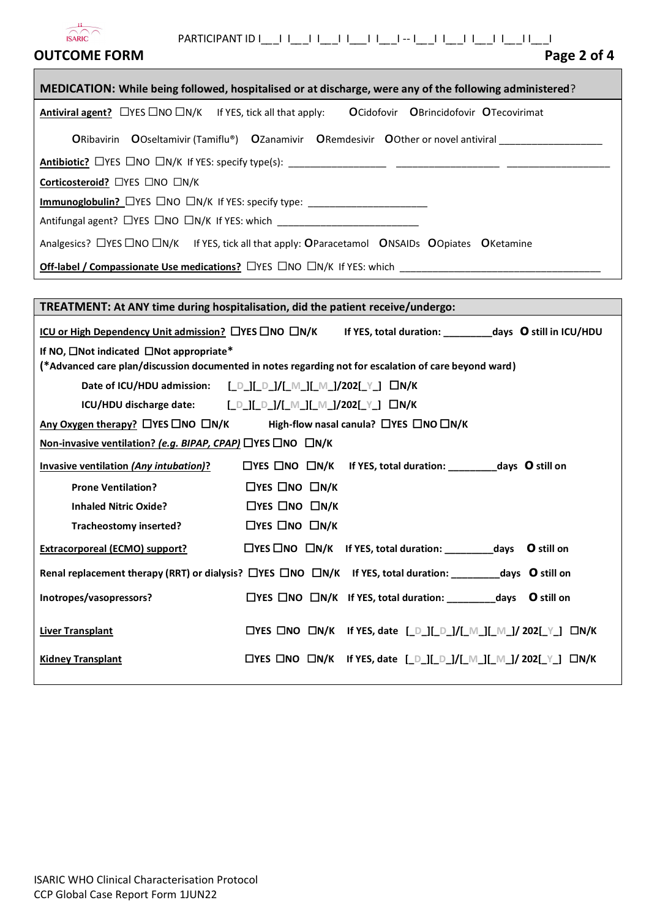PARTICIPANT ID I___I I___I I___I I___I I___I -- I___I I___I I___I I___I I___I

## OUTCOME FORM

### MEDICATION: While being followed, hospitalised or at discharge, were any of the following administered?

**Antiviral agent?** ☐YES ☐NO ☐N/K  If YES, tick all that apply: **O**Cidofovir **O**Brincidofovir **O**Tecovirimat

**O**Ribavirin **O**Oseltamivir (Tamiflu®) **O**Zanamivir **O**Remdesivir **O**Other or novel antiviral ___________________

**Antibiotic?** ☐YES ☐NO ☐N/K If YES: specify type(s): __________________ ___________________ ___________________

**Corticosteroid?** ☐YES ☐NO ☐N/K

**Immunoglobulin?** ☐YES ☐NO ☐N/K If YES: specify type: ______________________

Antifungal agent? ☐YES ☐NO ☐N/K If YES: which __________________________

Analgesics? ☐YES ☐NO ☐N/K  If YES, tick all that apply: **O**Paracetamol **O**NSAIDs **O**Opiates **O**Ketamine

**Off-label / Compassionate Use medications?** ☐YES ☐NO ☐N/K If YES: which ____________________________________

### TREATMENT: At ANY time during hospitalisation, did the patient receive/undergo:

**ICU or High Dependency Unit admission? ☐YES ☐NO ☐N/K**  **If YES, total duration: _________days O still in ICU/HDU**

**If NO, ☐Not indicated ☐Not appropriate***

**(*Advanced care plan/discussion documented in notes regarding not for escalation of care beyond ward)**

**Date of ICU/HDU admission: [_D_][_D_]/[_M_][_M_]/202[_Y_] ☐N/K**

**ICU/HDU discharge date: [_D_][_D_]/[_M_][_M_]/202[_Y_] ☐N/K**

**Any Oxygen therapy? ☐YES ☐NO ☐N/K**  **High-flow nasal canula? ☐YES ☐NO ☐N/K**

**Non-invasive ventilation? *(e.g. BIPAP, CPAP)* ☐YES ☐NO ☐N/K**

**Invasive ventilation *(Any intubation)*? ☐YES ☐NO ☐N/K If YES, total duration: _________days O still on**

**Prone Ventilation? ☐YES ☐NO ☐N/K**

**Inhaled Nitric Oxide? ☐YES ☐NO ☐N/K**

**Tracheostomy inserted? ☐YES ☐NO ☐N/K**

**Extracorporeal (ECMO) support? ☐YES ☐NO ☐N/K If YES, total duration: _________days O still on**

**Renal replacement therapy (RRT) or dialysis? ☐YES ☐NO ☐N/K If YES, total duration: _________days O still on**

**Inotropes/vasopressors? ☐YES ☐NO ☐N/K If YES, total duration: _________days O still on**

**Liver Transplant ☐YES ☐NO ☐N/K If YES, date [_D_][_D_]/[_M_][_M_]/ 202[_Y_] ☐N/K**

**Kidney Transplant ☐YES ☐NO ☐N/K If YES, date [_D_][_D_]/[_M_][_M_]/ 202[_Y_] ☐N/K**

ISARIC WHO Clinical Characterisation Protocol
CCP Global Case Report Form 1JUN22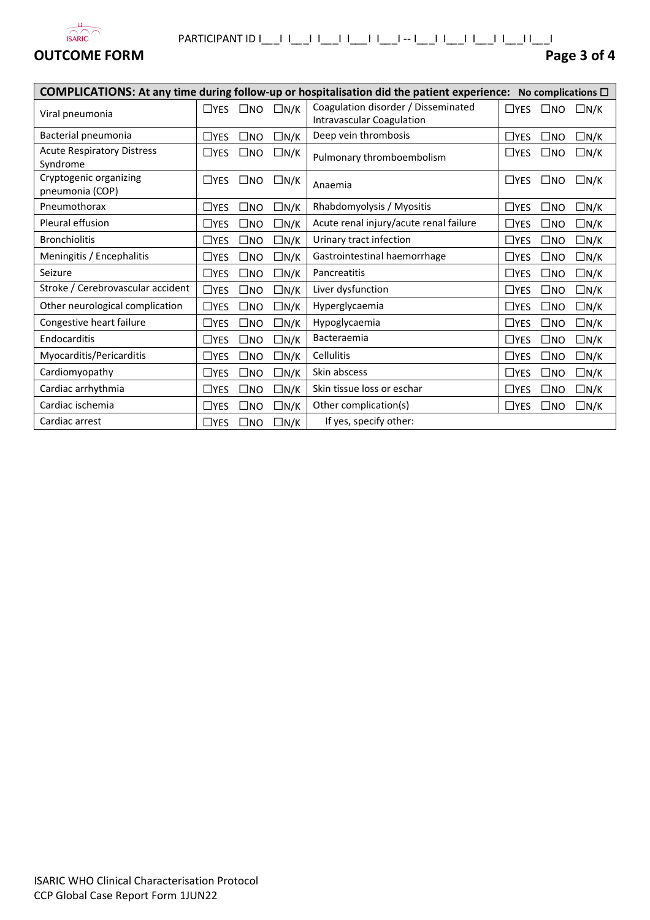**OUTCOME FORM**

PARTICIPANT ID I\_\_\_I I\_\_\_I I\_\_\_I I\_\_\_I I\_\_\_I -- I\_\_\_I I\_\_\_I I\_\_\_I I\_\_\_I I\_\_\_I

| COMPLICATIONS: At any time during follow-up or hospitalisation did the patient experience: No complications ☐ | | | |
|---|---|---|---|
| Viral pneumonia | ☐YES ☐NO ☐N/K | Coagulation disorder / Disseminated Intravascular Coagulation | ☐YES ☐NO ☐N/K |
| Bacterial pneumonia | ☐YES ☐NO ☐N/K | Deep vein thrombosis | ☐YES ☐NO ☐N/K |
| Acute Respiratory Distress Syndrome | ☐YES ☐NO ☐N/K | Pulmonary thromboembolism | ☐YES ☐NO ☐N/K |
| Cryptogenic organizing pneumonia (COP) | ☐YES ☐NO ☐N/K | Anaemia | ☐YES ☐NO ☐N/K |
| Pneumothorax | ☐YES ☐NO ☐N/K | Rhabdomyolysis / Myositis | ☐YES ☐NO ☐N/K |
| Pleural effusion | ☐YES ☐NO ☐N/K | Acute renal injury/acute renal failure | ☐YES ☐NO ☐N/K |
| Bronchiolitis | ☐YES ☐NO ☐N/K | Urinary tract infection | ☐YES ☐NO ☐N/K |
| Meningitis / Encephalitis | ☐YES ☐NO ☐N/K | Gastrointestinal haemorrhage | ☐YES ☐NO ☐N/K |
| Seizure | ☐YES ☐NO ☐N/K | Pancreatitis | ☐YES ☐NO ☐N/K |
| Stroke / Cerebrovascular accident | ☐YES ☐NO ☐N/K | Liver dysfunction | ☐YES ☐NO ☐N/K |
| Other neurological complication | ☐YES ☐NO ☐N/K | Hyperglycaemia | ☐YES ☐NO ☐N/K |
| Congestive heart failure | ☐YES ☐NO ☐N/K | Hypoglycaemia | ☐YES ☐NO ☐N/K |
| Endocarditis | ☐YES ☐NO ☐N/K | Bacteraemia | ☐YES ☐NO ☐N/K |
| Myocarditis/Pericarditis | ☐YES ☐NO ☐N/K | Cellulitis | ☐YES ☐NO ☐N/K |
| Cardiomyopathy | ☐YES ☐NO ☐N/K | Skin abscess | ☐YES ☐NO ☐N/K |
| Cardiac arrhythmia | ☐YES ☐NO ☐N/K | Skin tissue loss or eschar | ☐YES ☐NO ☐N/K |
| Cardiac ischemia | ☐YES ☐NO ☐N/K | Other complication(s) | ☐YES ☐NO ☐N/K |
| Cardiac arrest | ☐YES ☐NO ☐N/K | If yes, specify other: | |

ISARIC WHO Clinical Characterisation Protocol
CCP Global Case Report Form 1JUN22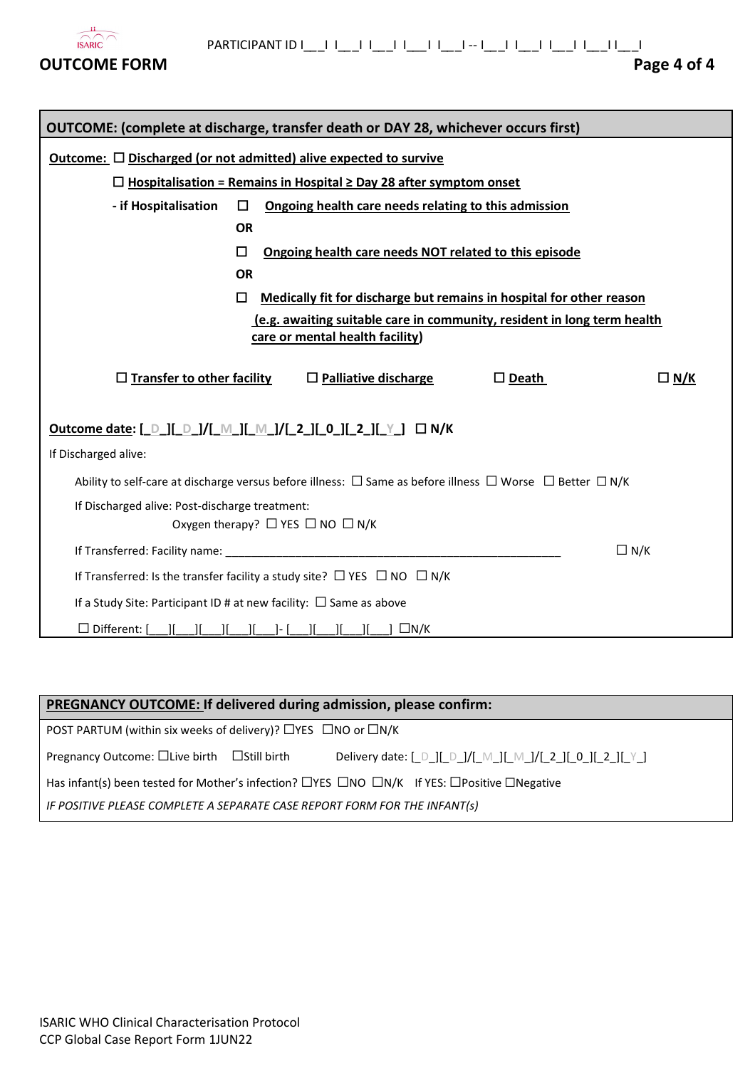PARTICIPANT ID I___I I___I I___I I___I I___I -- I___I I___I I___I I___I I___I

## OUTCOME FORM

### OUTCOME: (complete at discharge, transfer death or DAY 28, whichever occurs first)

**Outcome:** ☐ **Discharged (or not admitted) alive expected to survive**

☐ **Hospitalisation = Remains in Hospital ≥ Day 28 after symptom onset**

**- if Hospitalisation** ☐ **Ongoing health care needs relating to this admission**

**OR**

☐ **Ongoing health care needs NOT related to this episode**

**OR**

☐ **Medically fit for discharge but remains in hospital for other reason (e.g. awaiting suitable care in community, resident in long term health care or mental health facility)**

☐ **Transfer to other facility** ☐ **Palliative discharge** ☐ **Death** ☐ **N/K**

**Outcome date: [_D_][_D_]/[_M_][_M_]/[_2_][_0_][_2_][_Y_]** ☐ **N/K**

If Discharged alive:

Ability to self-care at discharge versus before illness: ☐ Same as before illness ☐ Worse ☐ Better ☐ N/K

If Discharged alive: Post-discharge treatment:
Oxygen therapy? ☐ YES ☐ NO ☐ N/K

If Transferred: Facility name: _______________________________________________ ☐ N/K

If Transferred: Is the transfer facility a study site? ☐ YES ☐ NO ☐ N/K

If a Study Site: Participant ID # at new facility: ☐ Same as above

☐ Different: [___][___][___][___][___]- [___][___][___][___] ☐N/K

### PREGNANCY OUTCOME: If delivered during admission, please confirm:

POST PARTUM (within six weeks of delivery)? ☐YES ☐NO or ☐N/K

Pregnancy Outcome: ☐Live birth ☐Still birth Delivery date: [_D_][_D_]/[_M_][_M_]/[_2_][_0_][_2_][_Y_]

Has infant(s) been tested for Mother's infection? ☐YES ☐NO ☐N/K If YES: ☐Positive ☐Negative

*IF POSITIVE PLEASE COMPLETE A SEPARATE CASE REPORT FORM FOR THE INFANT(S)*

ISARIC WHO Clinical Characterisation Protocol
CCP Global Case Report Form 1JUN22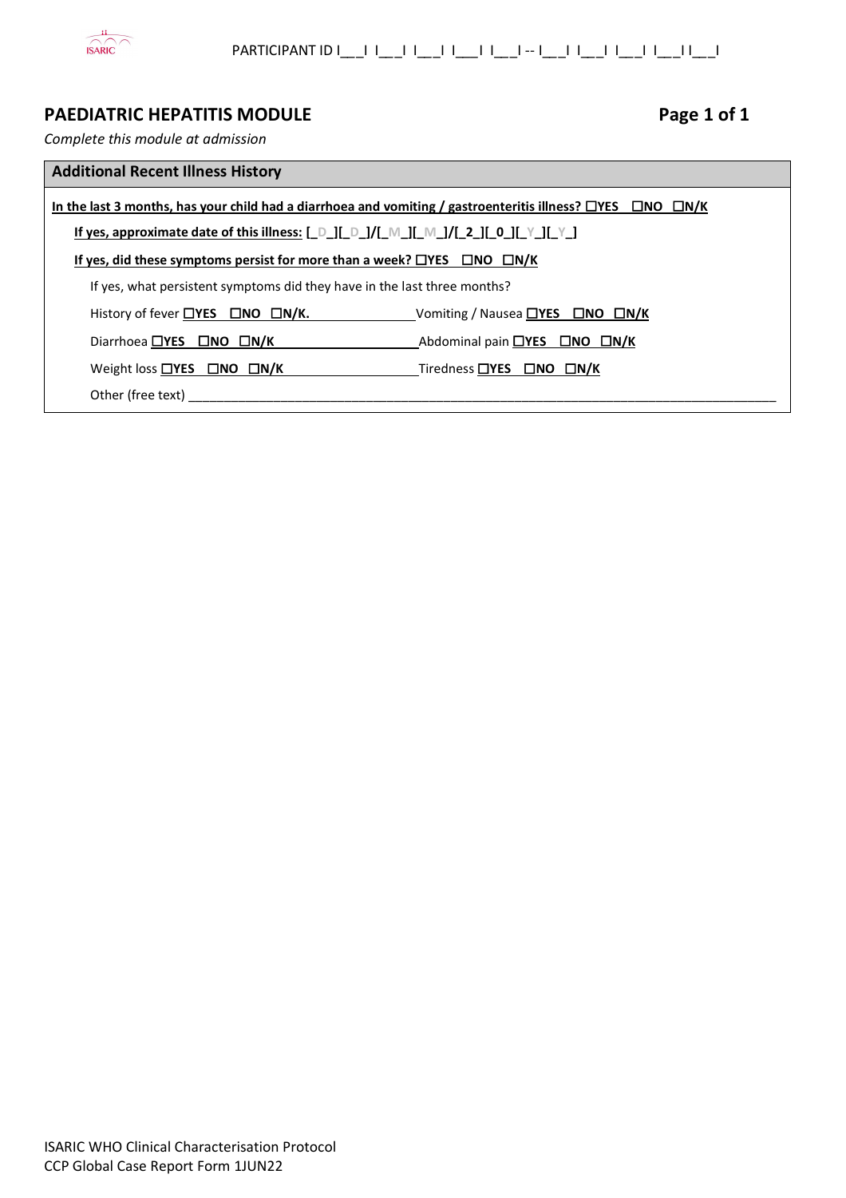PARTICIPANT ID I__I I__I I__I I__I I__I -- I__I I__I I__I I__I I__I

## PAEDIATRIC HEPATITIS MODULE

*Complete this module at admission*

### Additional Recent Illness History

**In the last 3 months, has your child had a diarrhoea and vomiting / gastroenteritis illness?** ☐YES ☐NO ☐N/K

**If yes, approximate date of this illness:** [_D_][_D_]/[_M_][_M_]/[_2_][_0_][_Y_][_Y_]

**If yes, did these symptoms persist for more than a week?** ☐YES ☐NO ☐N/K

If yes, what persistent symptoms did they have in the last three months?

History of fever ☐YES ☐NO ☐N/K.

Vomiting / Nausea ☐YES ☐NO ☐N/K

Diarrhoea ☐YES ☐NO ☐N/K

Abdominal pain ☐YES ☐NO ☐N/K

Weight loss ☐YES ☐NO ☐N/K

Tiredness ☐YES ☐NO ☐N/K

Other (free text) ________________________________________________________________________________

ISARIC WHO Clinical Characterisation Protocol
CCP Global Case Report Form 1JUN22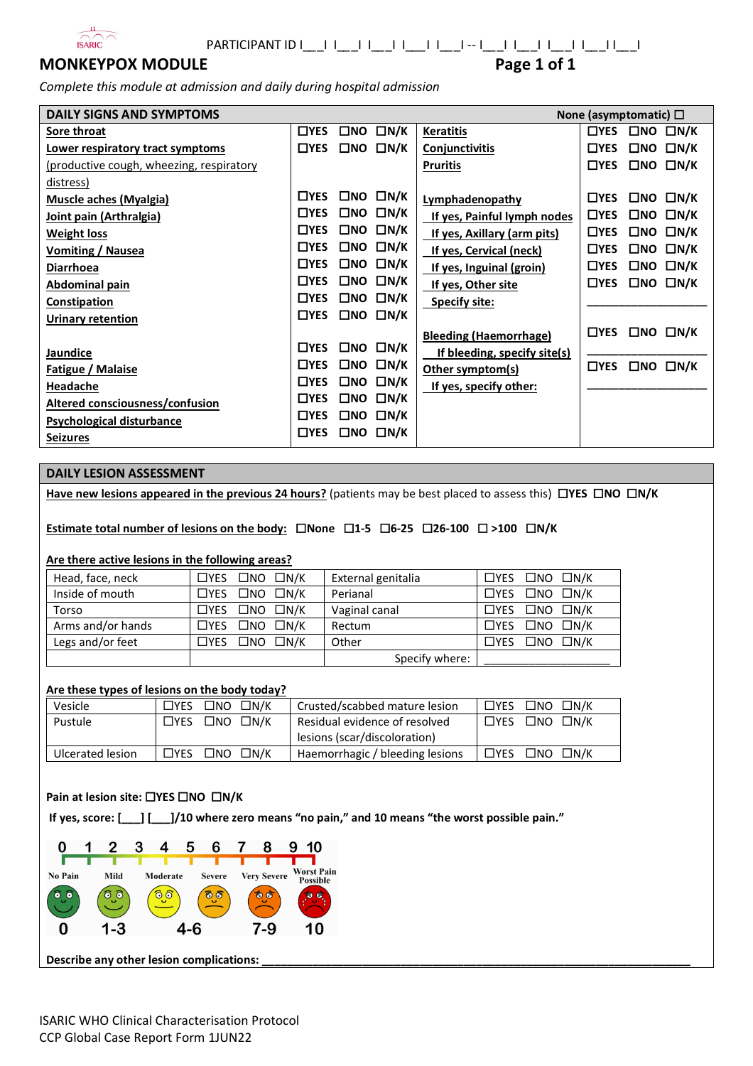PARTICIPANT ID I___I I___I I___I I___I I___I -- I___I I___I I___I I___I I___I

# MONKEYPOX MODULE

Page 1 of 1

*Complete this module at admission and daily during hospital admission*

## DAILY SIGNS AND SYMPTOMS

None (asymptomatic) ☐

| | | | |
|---|---|---|---|
| Sore throat | ☐YES ☐NO ☐N/K | Keratitis | ☐YES ☐NO ☐N/K |
| Lower respiratory tract symptoms (productive cough, wheezing, respiratory distress) | ☐YES ☐NO ☐N/K | Conjunctivitis | ☐YES ☐NO ☐N/K |
| | | Pruritis | ☐YES ☐NO ☐N/K |
| Muscle aches (Myalgia) | ☐YES ☐NO ☐N/K | Lymphadenopathy | ☐YES ☐NO ☐N/K |
| Joint pain (Arthralgia) | ☐YES ☐NO ☐N/K | If yes, Painful lymph nodes | ☐YES ☐NO ☐N/K |
| Weight loss | ☐YES ☐NO ☐N/K | If yes, Axillary (arm pits) | ☐YES ☐NO ☐N/K |
| Vomiting / Nausea | ☐YES ☐NO ☐N/K | If yes, Cervical (neck) | ☐YES ☐NO ☐N/K |
| Diarrhoea | ☐YES ☐NO ☐N/K | If yes, Inguinal (groin) | ☐YES ☐NO ☐N/K |
| Abdominal pain | ☐YES ☐NO ☐N/K | If yes, Other site | ☐YES ☐NO ☐N/K |
| Constipation | ☐YES ☐NO ☐N/K | Specify site: | ____________________ |
| Urinary retention | ☐YES ☐NO ☐N/K | Bleeding (Haemorrhage) | ☐YES ☐NO ☐N/K |
| Jaundice | ☐YES ☐NO ☐N/K | If bleeding, specify site(s) | ____________________ |
| Fatigue / Malaise | ☐YES ☐NO ☐N/K | Other symptom(s) | ☐YES ☐NO ☐N/K |
| Headache | ☐YES ☐NO ☐N/K | If yes, specify other: | ____________________ |
| Altered consciousness/confusion | ☐YES ☐NO ☐N/K | | |
| Psychological disturbance | ☐YES ☐NO ☐N/K | | |
| Seizures | ☐YES ☐NO ☐N/K | | |

## DAILY LESION ASSESSMENT

**Have new lesions appeared in the previous 24 hours?** (patients may be best placed to assess this) ☐YES ☐NO ☐N/K

**Estimate total number of lesions on the body:** ☐None ☐1-5 ☐6-25 ☐26-100 ☐>100 ☐N/K

**Are there active lesions in the following areas?**

| | | | |
|---|---|---|---|
| Head, face, neck | ☐YES ☐NO ☐N/K | External genitalia | ☐YES ☐NO ☐N/K |
| Inside of mouth | ☐YES ☐NO ☐N/K | Perianal | ☐YES ☐NO ☐N/K |
| Torso | ☐YES ☐NO ☐N/K | Vaginal canal | ☐YES ☐NO ☐N/K |
| Arms and/or hands | ☐YES ☐NO ☐N/K | Rectum | ☐YES ☐NO ☐N/K |
| Legs and/or feet | ☐YES ☐NO ☐N/K | Other | ☐YES ☐NO ☐N/K |
| | | Specify where: | ____________________ |

**Are these types of lesions on the body today?**

| | | | |
|---|---|---|---|
| Vesicle | ☐YES ☐NO ☐N/K | Crusted/scabbed mature lesion | ☐YES ☐NO ☐N/K |
| Pustule | ☐YES ☐NO ☐N/K | Residual evidence of resolved lesions (scar/discoloration) | ☐YES ☐NO ☐N/K |
| Ulcerated lesion | ☐YES ☐NO ☐N/K | Haemorrhagic / bleeding lesions | ☐YES ☐NO ☐N/K |

**Pain at lesion site:** ☐YES ☐NO ☐N/K

**If yes, score: [___] [___]/10 where zero means "no pain," and 10 means "the worst possible pain."**

0 1 2 3 4 5 6 7 8 9 10

No Pain | Mild | Moderate | Severe | Very Severe | Worst Pain Possible

0 | 1-3 | 4-6 | 7-9 | 10

**Describe any other lesion complications:** ______________________________________________________________

ISARIC WHO Clinical Characterisation Protocol
CCP Global Case Report Form 1JUN22